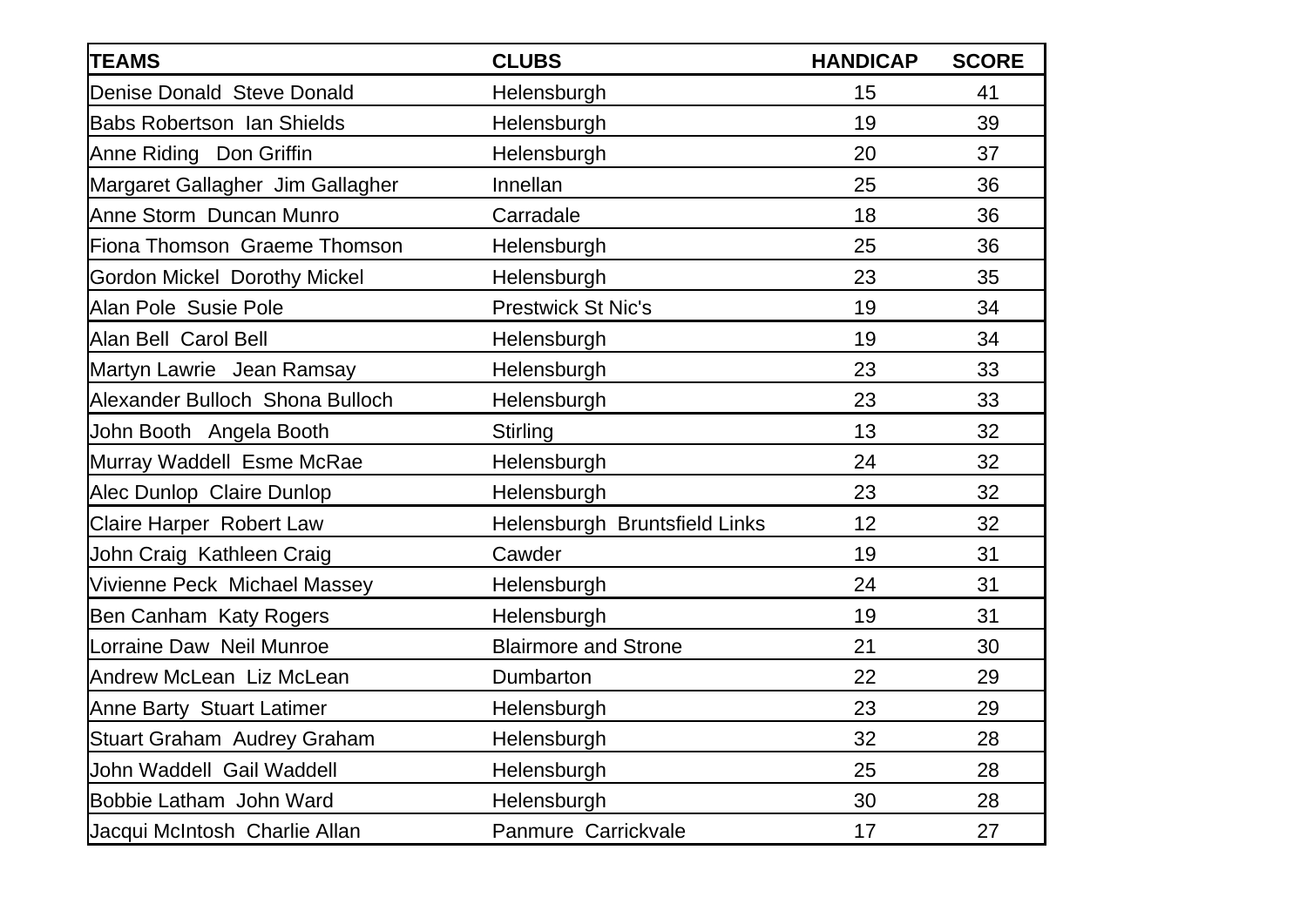| TEAMS | CLUBS | HANDICAP | SCORE |
|---|---|---|---|
| Denise Donald  Steve Donald | Helensburgh | 15 | 41 |
| Babs Robertson  Ian Shields | Helensburgh | 19 | 39 |
| Anne Riding   Don Griffin | Helensburgh | 20 | 37 |
| Margaret Gallagher  Jim Gallagher | Innellan | 25 | 36 |
| Anne Storm  Duncan Munro | Carradale | 18 | 36 |
| Fiona Thomson  Graeme Thomson | Helensburgh | 25 | 36 |
| Gordon Mickel  Dorothy Mickel | Helensburgh | 23 | 35 |
| Alan Pole  Susie Pole | Prestwick St Nic's | 19 | 34 |
| Alan Bell  Carol Bell | Helensburgh | 19 | 34 |
| Martyn Lawrie   Jean Ramsay | Helensburgh | 23 | 33 |
| Alexander Bulloch  Shona Bulloch | Helensburgh | 23 | 33 |
| John Booth   Angela Booth | Stirling | 13 | 32 |
| Murray Waddell  Esme McRae | Helensburgh | 24 | 32 |
| Alec Dunlop  Claire Dunlop | Helensburgh | 23 | 32 |
| Claire Harper  Robert Law | Helensburgh  Bruntsfield Links | 12 | 32 |
| John Craig  Kathleen Craig | Cawder | 19 | 31 |
| Vivienne Peck  Michael Massey | Helensburgh | 24 | 31 |
| Ben Canham  Katy Rogers | Helensburgh | 19 | 31 |
| Lorraine Daw  Neil Munroe | Blairmore and Strone | 21 | 30 |
| Andrew McLean  Liz McLean | Dumbarton | 22 | 29 |
| Anne Barty  Stuart Latimer | Helensburgh | 23 | 29 |
| Stuart Graham  Audrey Graham | Helensburgh | 32 | 28 |
| John Waddell  Gail Waddell | Helensburgh | 25 | 28 |
| Bobbie Latham  John Ward | Helensburgh | 30 | 28 |
| Jacqui McIntosh  Charlie Allan | Panmure  Carrickvale | 17 | 27 |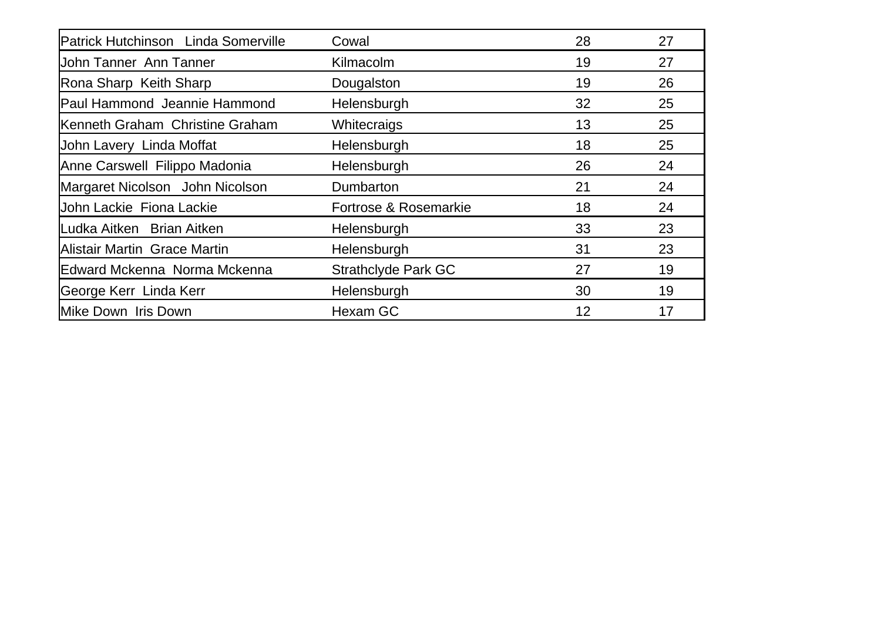| | | | |
|---|---|---|---|
| Patrick Hutchinson   Linda Somerville | Cowal | 28 | 27 |
| John Tanner  Ann Tanner | Kilmacolm | 19 | 27 |
| Rona Sharp  Keith Sharp | Dougalston | 19 | 26 |
| Paul Hammond  Jeannie Hammond | Helensburgh | 32 | 25 |
| Kenneth Graham  Christine Graham | Whitecraigs | 13 | 25 |
| John Lavery  Linda Moffat | Helensburgh | 18 | 25 |
| Anne Carswell  Filippo Madonia | Helensburgh | 26 | 24 |
| Margaret Nicolson   John Nicolson | Dumbarton | 21 | 24 |
| John Lackie  Fiona Lackie | Fortrose & Rosemarkie | 18 | 24 |
| Ludka Aitken   Brian Aitken | Helensburgh | 33 | 23 |
| Alistair Martin  Grace Martin | Helensburgh | 31 | 23 |
| Edward Mckenna  Norma Mckenna | Strathclyde Park GC | 27 | 19 |
| George Kerr  Linda Kerr | Helensburgh | 30 | 19 |
| Mike Down  Iris Down | Hexam GC | 12 | 17 |